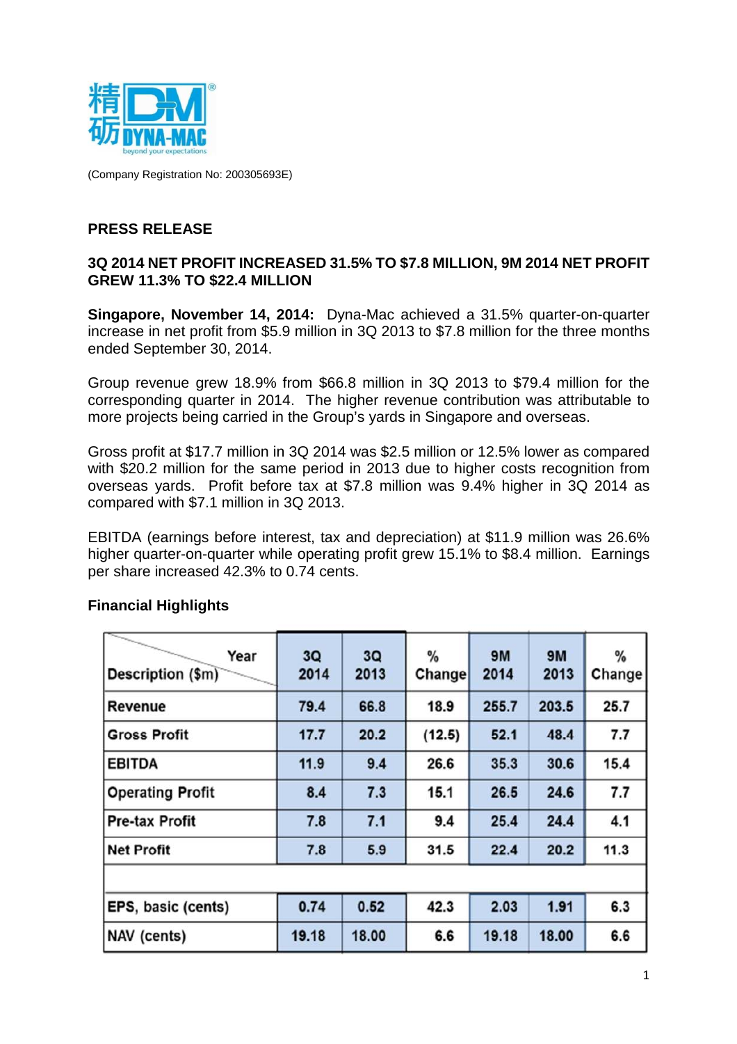精砺 DYNA-MAC beyond your expectations

(Company Registration No: 200305693E)

## PRESS RELEASE

### 3Q 2014 NET PROFIT INCREASED 31.5% TO $7.8 MILLION, 9M 2014 NET PROFIT GREW 11.3% TO $22.4 MILLION

**Singapore, November 14, 2014:** Dyna-Mac achieved a 31.5% quarter-on-quarter increase in net profit from $5.9 million in 3Q 2013 to $7.8 million for the three months ended September 30, 2014.

Group revenue grew 18.9% from $66.8 million in 3Q 2013 to $79.4 million for the corresponding quarter in 2014. The higher revenue contribution was attributable to more projects being carried in the Group's yards in Singapore and overseas.

Gross profit at $17.7 million in 3Q 2014 was $2.5 million or 12.5% lower as compared with $20.2 million for the same period in 2013 due to higher costs recognition from overseas yards. Profit before tax at $7.8 million was 9.4% higher in 3Q 2014 as compared with $7.1 million in 3Q 2013.

EBITDA (earnings before interest, tax and depreciation) at $11.9 million was 26.6% higher quarter-on-quarter while operating profit grew 15.1% to $8.4 million. Earnings per share increased 42.3% to 0.74 cents.

**Financial Highlights**

| Year / Description ($m) | 3Q 2014 | 3Q 2013 | % Change | 9M 2014 | 9M 2013 | % Change |
|---|---|---|---|---|---|---|
| Revenue | 79.4 | 66.8 | 18.9 | 255.7 | 203.5 | 25.7 |
| Gross Profit | 17.7 | 20.2 | (12.5) | 52.1 | 48.4 | 7.7 |
| EBITDA | 11.9 | 9.4 | 26.6 | 35.3 | 30.6 | 15.4 |
| Operating Profit | 8.4 | 7.3 | 15.1 | 26.5 | 24.6 | 7.7 |
| Pre-tax Profit | 7.8 | 7.1 | 9.4 | 25.4 | 24.4 | 4.1 |
| Net Profit | 7.8 | 5.9 | 31.5 | 22.4 | 20.2 | 11.3 |
| | | | | | | |
| EPS, basic (cents) | 0.74 | 0.52 | 42.3 | 2.03 | 1.91 | 6.3 |
| NAV (cents) | 19.18 | 18.00 | 6.6 | 19.18 | 18.00 | 6.6 |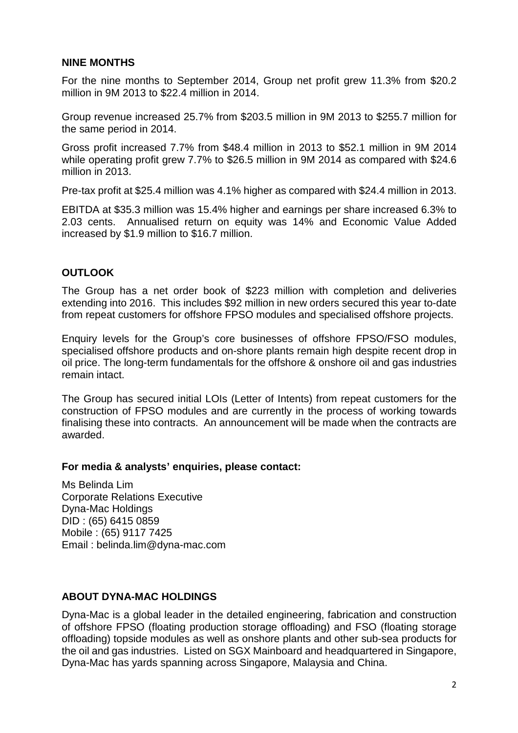**NINE MONTHS**

For the nine months to September 2014, Group net profit grew 11.3% from $20.2 million in 9M 2013 to $22.4 million in 2014.

Group revenue increased 25.7% from $203.5 million in 9M 2013 to $255.7 million for the same period in 2014.

Gross profit increased 7.7% from $48.4 million in 2013 to $52.1 million in 9M 2014 while operating profit grew 7.7% to $26.5 million in 9M 2014 as compared with $24.6 million in 2013.

Pre-tax profit at $25.4 million was 4.1% higher as compared with $24.4 million in 2013.

EBITDA at $35.3 million was 15.4% higher and earnings per share increased 6.3% to 2.03 cents. Annualised return on equity was 14% and Economic Value Added increased by $1.9 million to $16.7 million.

**OUTLOOK**

The Group has a net order book of $223 million with completion and deliveries extending into 2016. This includes $92 million in new orders secured this year to-date from repeat customers for offshore FPSO modules and specialised offshore projects.

Enquiry levels for the Group's core businesses of offshore FPSO/FSO modules, specialised offshore products and on-shore plants remain high despite recent drop in oil price. The long-term fundamentals for the offshore & onshore oil and gas industries remain intact.

The Group has secured initial LOIs (Letter of Intents) from repeat customers for the construction of FPSO modules and are currently in the process of working towards finalising these into contracts. An announcement will be made when the contracts are awarded.

**For media & analysts' enquiries, please contact:**

Ms Belinda Lim
Corporate Relations Executive
Dyna-Mac Holdings
DID : (65) 6415 0859
Mobile : (65) 9117 7425
Email : belinda.lim@dyna-mac.com

**ABOUT DYNA-MAC HOLDINGS**

Dyna-Mac is a global leader in the detailed engineering, fabrication and construction of offshore FPSO (floating production storage offloading) and FSO (floating storage offloading) topside modules as well as onshore plants and other sub-sea products for the oil and gas industries. Listed on SGX Mainboard and headquartered in Singapore, Dyna-Mac has yards spanning across Singapore, Malaysia and China.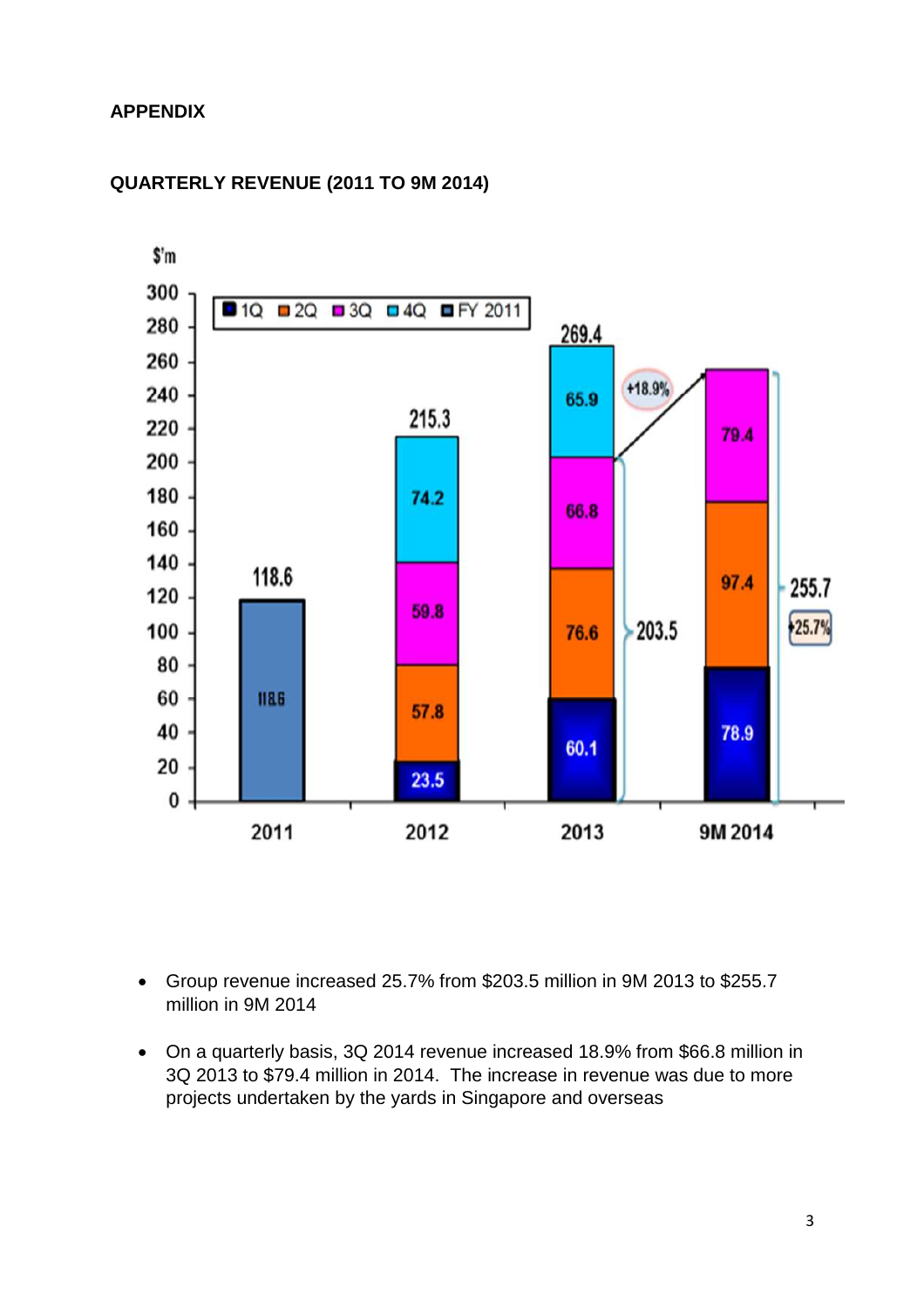## APPENDIX

## QUARTERLY REVENUE (2011 TO 9M 2014)

- Group revenue increased 25.7% from $203.5 million in 9M 2013 to $255.7 million in 9M 2014
- On a quarterly basis, 3Q 2014 revenue increased 18.9% from $66.8 million in 3Q 2013 to $79.4 million in 2014. The increase in revenue was due to more projects undertaken by the yards in Singapore and overseas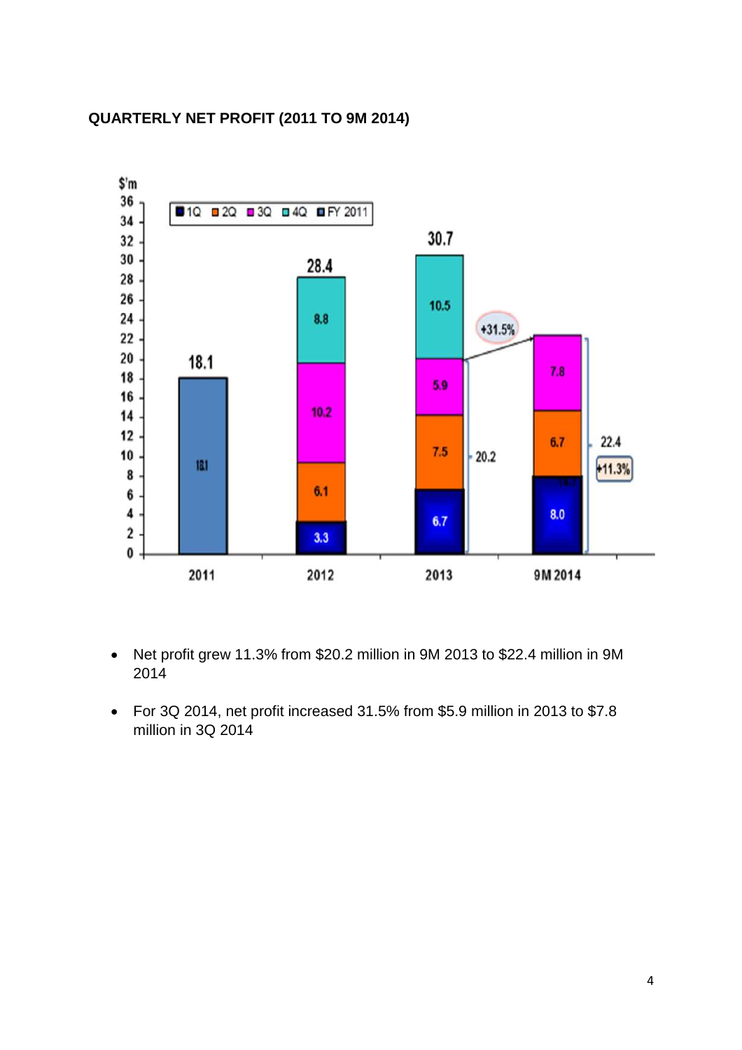**QUARTERLY NET PROFIT (2011 TO 9M 2014)**

- Net profit grew 11.3% from \$20.2 million in 9M 2013 to \$22.4 million in 9M 2014
- For 3Q 2014, net profit increased 31.5% from \$5.9 million in 2013 to \$7.8 million in 3Q 2014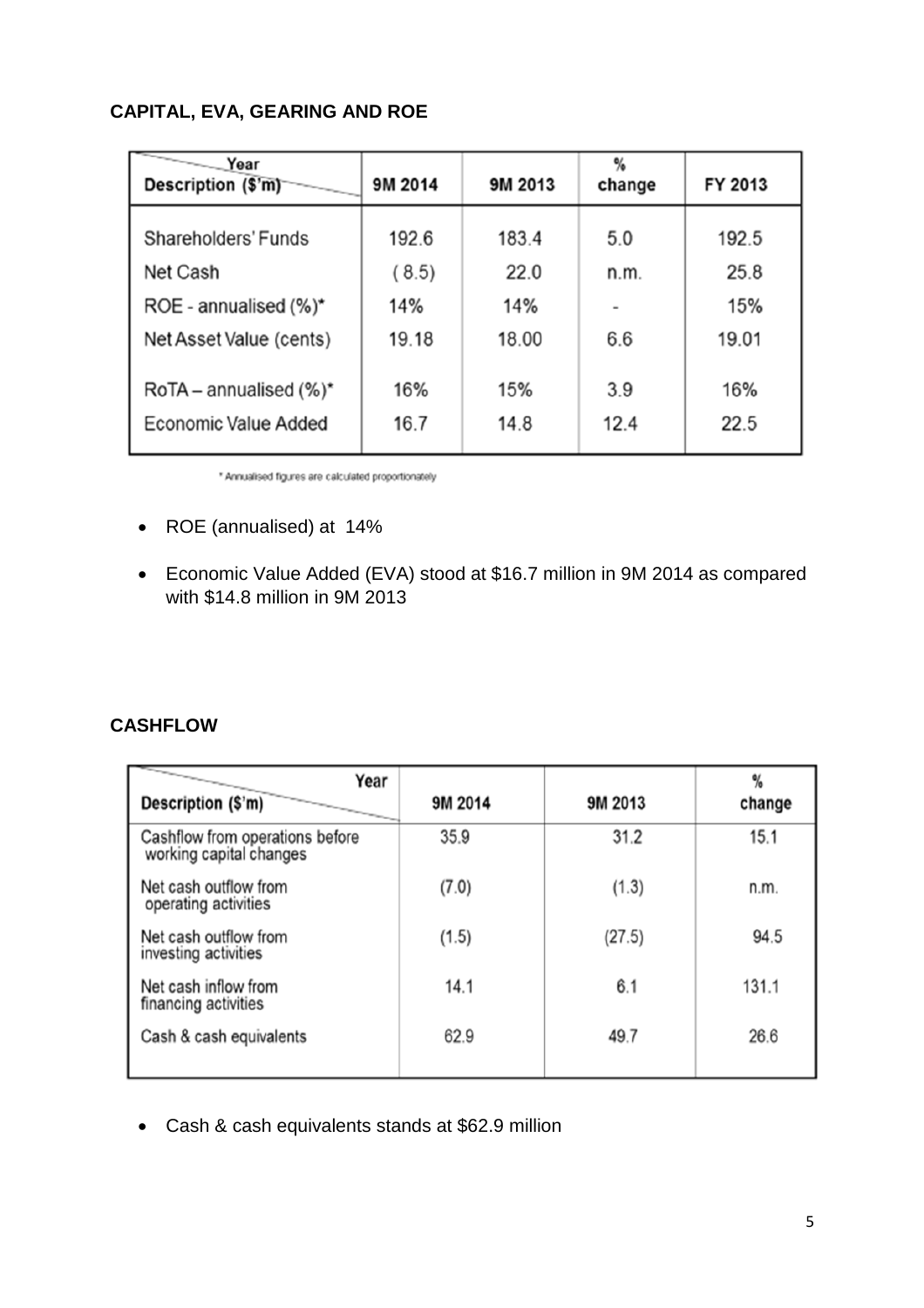## CAPITAL, EVA, GEARING AND ROE

| Description ($'m) / Year | 9M 2014 | 9M 2013 | % change | FY 2013 |
|---|---|---|---|---|
| Shareholders' Funds | 192.6 | 183.4 | 5.0 | 192.5 |
| Net Cash | ( 8.5) | 22.0 | n.m. | 25.8 |
| ROE - annualised (%)* | 14% | 14% | - | 15% |
| Net Asset Value (cents) | 19.18 | 18.00 | 6.6 | 19.01 |
| RoTA – annualised (%)* | 16% | 15% | 3.9 | 16% |
| Economic Value Added | 16.7 | 14.8 | 12.4 | 22.5 |

* Annualised figures are calculated proportionately

- ROE (annualised) at 14%
- Economic Value Added (EVA) stood at $16.7 million in 9M 2014 as compared with $14.8 million in 9M 2013

## CASHFLOW

| Description ($'m) / Year | 9M 2014 | 9M 2013 | % change |
|---|---|---|---|
| Cashflow from operations before working capital changes | 35.9 | 31.2 | 15.1 |
| Net cash outflow from operating activities | (7.0) | (1.3) | n.m. |
| Net cash outflow from investing activities | (1.5) | (27.5) | 94.5 |
| Net cash inflow from financing activities | 14.1 | 6.1 | 131.1 |
| Cash & cash equivalents | 62.9 | 49.7 | 26.6 |

- Cash & cash equivalents stands at $62.9 million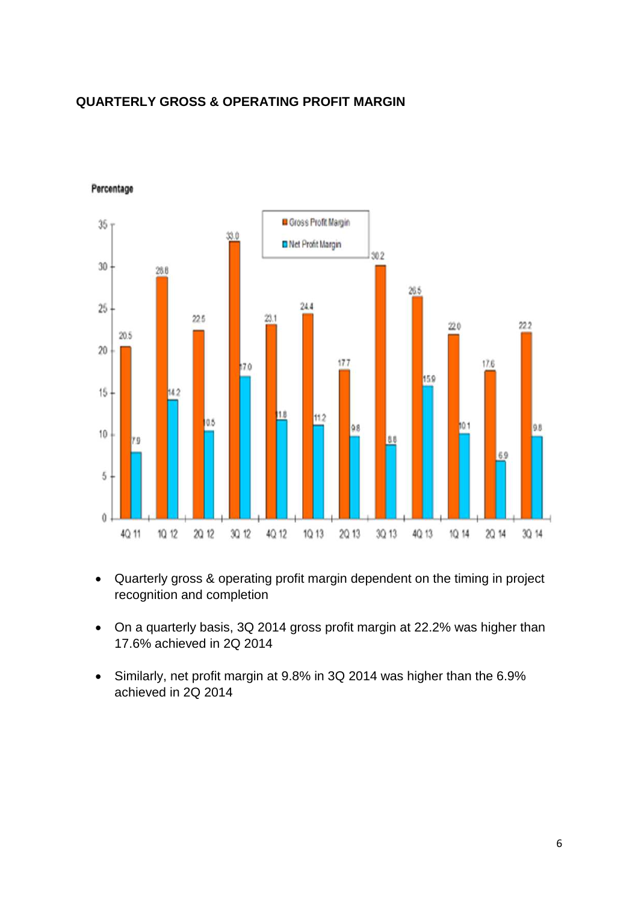**QUARTERLY GROSS & OPERATING PROFIT MARGIN**

Percentage

| Quarter | Gross Profit Margin | Net Profit Margin |
| --- | --- | --- |
| 4Q 11 | 20.5 | 7.9 |
| 1Q 12 | 28.8 | 14.2 |
| 2Q 12 | 22.5 | 10.5 |
| 3Q 12 | 33.0 | 17.0 |
| 4Q 12 | 23.1 | 11.8 |
| 1Q 13 | 24.4 | 11.2 |
| 2Q 13 | 17.7 | 9.8 |
| 3Q 13 | 30.2 | 8.8 |
| 4Q 13 | 26.5 | 15.9 |
| 1Q 14 | 22.0 | 10.1 |
| 2Q 14 | 17.6 | 6.9 |
| 3Q 14 | 22.2 | 9.8 |

- Quarterly gross & operating profit margin dependent on the timing in project recognition and completion
- On a quarterly basis, 3Q 2014 gross profit margin at 22.2% was higher than 17.6% achieved in 2Q 2014
- Similarly, net profit margin at 9.8% in 3Q 2014 was higher than the 6.9% achieved in 2Q 2014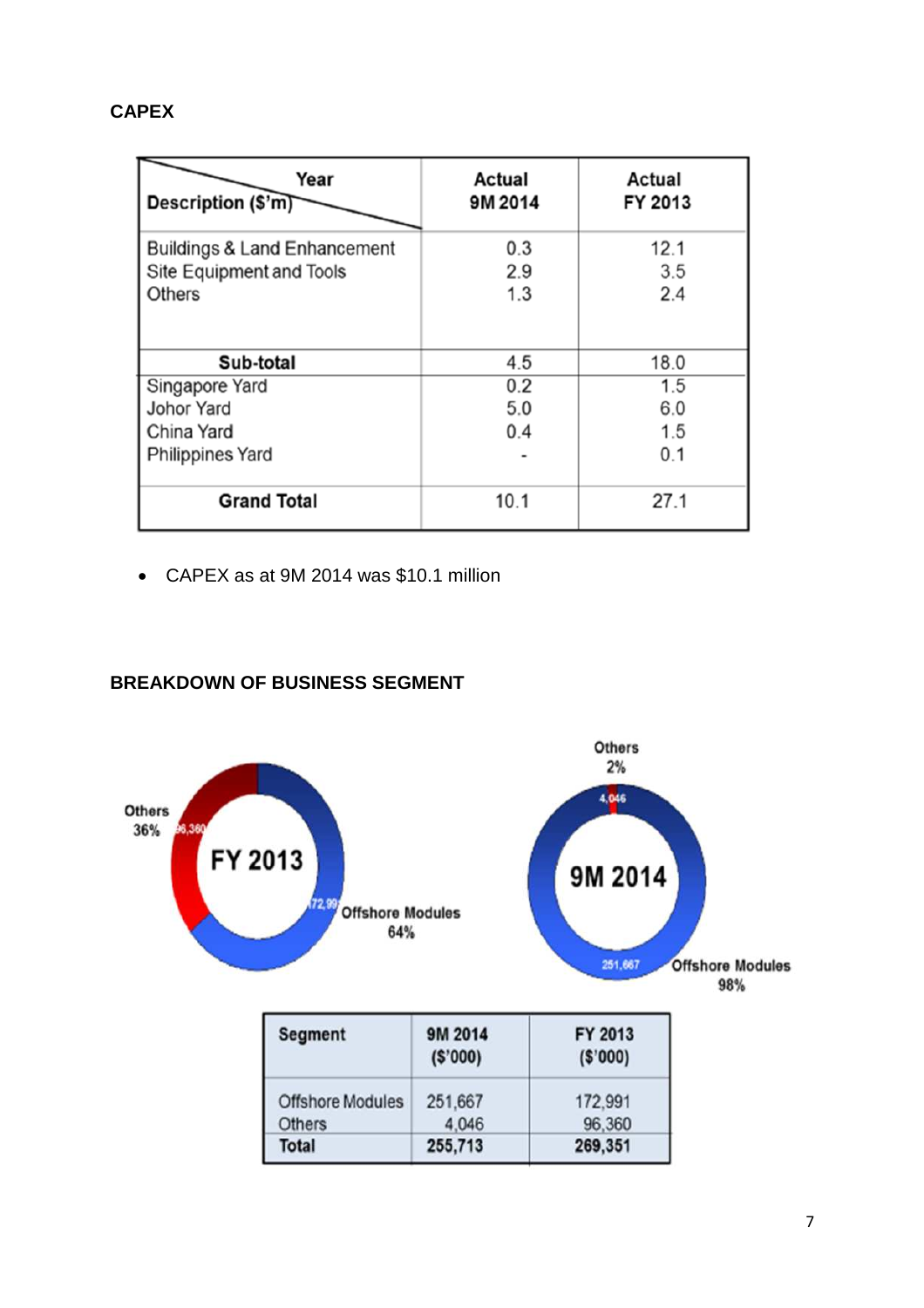**CAPEX**

| Year / Description ($'m) | Actual 9M 2014 | Actual FY 2013 |
|---|---|---|
| Buildings & Land Enhancement | 0.3 | 12.1 |
| Site Equipment and Tools | 2.9 | 3.5 |
| Others | 1.3 | 2.4 |
| **Sub-total** | 4.5 | 18.0 |
| Singapore Yard | 0.2 | 1.5 |
| Johor Yard | 5.0 | 6.0 |
| China Yard | 0.4 | 1.5 |
| Philippines Yard | - | 0.1 |
| **Grand Total** | 10.1 | 27.1 |

- CAPEX as at 9M 2014 was $10.1 million

**BREAKDOWN OF BUSINESS SEGMENT**

FY 2013: Others 36% (96,360); Offshore Modules 64% (172,991)

9M 2014: Others 2% (4,046); Offshore Modules 98% (251,667)

| Segment | 9M 2014 ($'000) | FY 2013 ($'000) |
|---|---|---|
| Offshore Modules | 251,667 | 172,991 |
| Others | 4,046 | 96,360 |
| **Total** | **255,713** | **269,351** |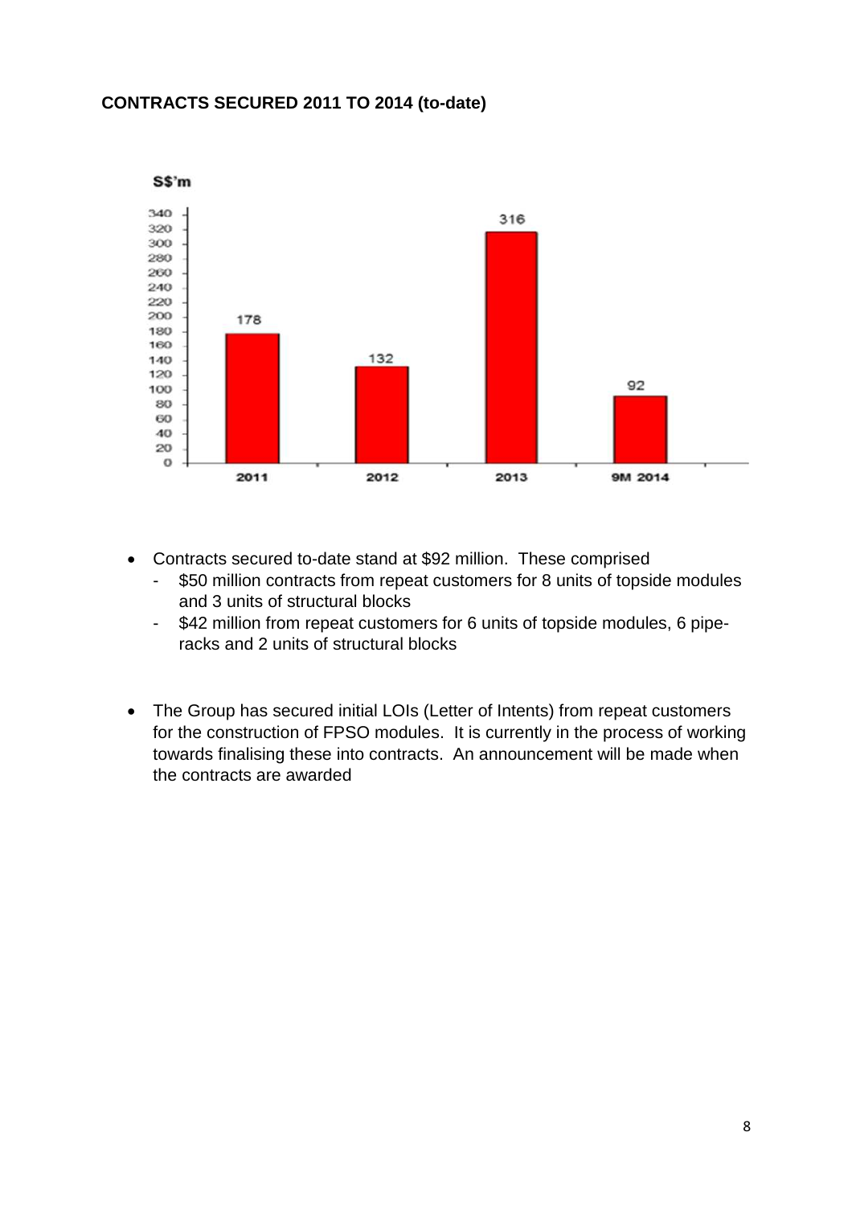**CONTRACTS SECURED 2011 TO 2014 (to-date)**

| S$'m | 2011 | 2012 | 2013 | 9M 2014 |
|---|---|---|---|---|
| Contracts secured | 178 | 132 | 316 | 92 |

- Contracts secured to-date stand at $92 million. These comprised
  - $50 million contracts from repeat customers for 8 units of topside modules and 3 units of structural blocks
  - $42 million from repeat customers for 6 units of topside modules, 6 pipe-racks and 2 units of structural blocks

- The Group has secured initial LOIs (Letter of Intents) from repeat customers for the construction of FPSO modules. It is currently in the process of working towards finalising these into contracts. An announcement will be made when the contracts are awarded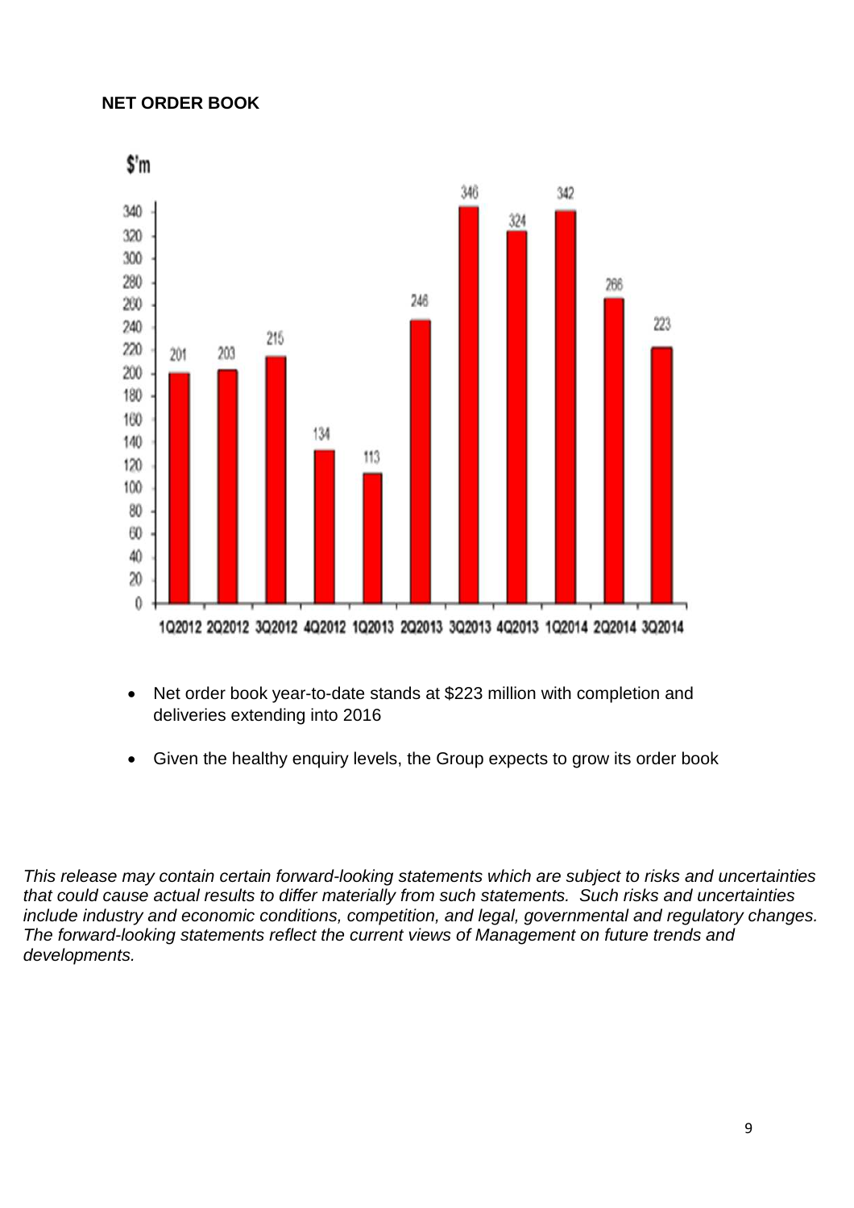**NET ORDER BOOK**

$'m

340
320
300
280
260
240
220
200
180
160
140
120
100
80
60
40
20
0

201 203 215 134 113 246 346 324 342 266 223

1Q2012 2Q2012 3Q2012 4Q2012 1Q2013 2Q2013 3Q2013 4Q2013 1Q2014 2Q2014 3Q2014

- Net order book year-to-date stands at $223 million with completion and deliveries extending into 2016
- Given the healthy enquiry levels, the Group expects to grow its order book

*This release may contain certain forward-looking statements which are subject to risks and uncertainties that could cause actual results to differ materially from such statements. Such risks and uncertainties include industry and economic conditions, competition, and legal, governmental and regulatory changes. The forward-looking statements reflect the current views of Management on future trends and developments.*